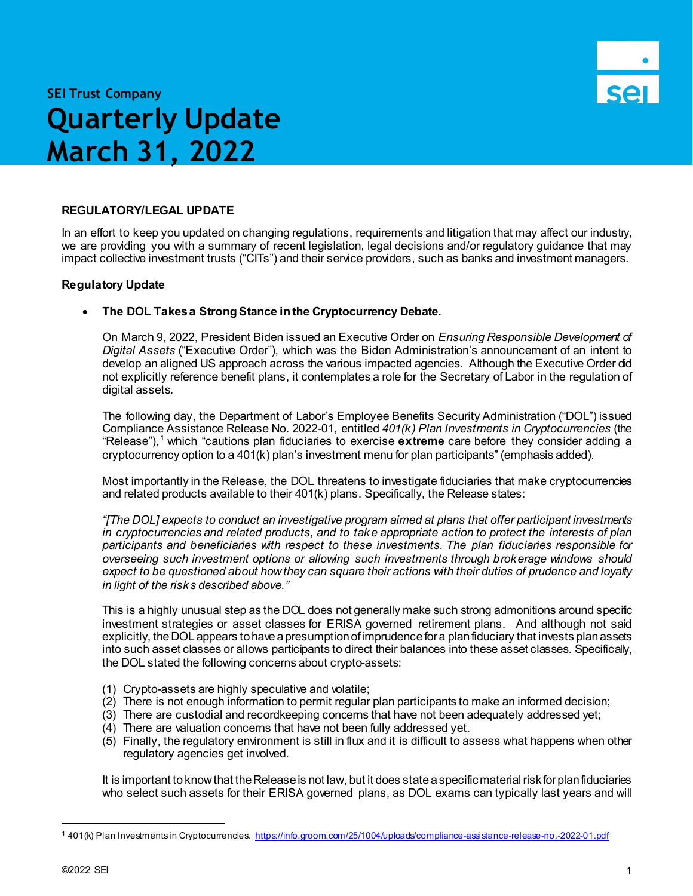SEI Trust Company

# Quarterly Update March 31, 2022

## REGULATORY/LEGAL UPDATE

In an effort to keep you updated on changing regulations, requirements and litigation that may affect our industry, we are providing you with a summary of recent legislation, legal decisions and/or regulatory guidance that may impact collective investment trusts ("CITs") and their service providers, such as banks and investment managers.

### Regulatory Update

- **The DOL Takes a Strong Stance in the Cryptocurrency Debate.**

  On March 9, 2022, President Biden issued an Executive Order on *Ensuring Responsible Development of Digital Assets* ("Executive Order"), which was the Biden Administration's announcement of an intent to develop an aligned US approach across the various impacted agencies. Although the Executive Order did not explicitly reference benefit plans, it contemplates a role for the Secretary of Labor in the regulation of digital assets.

  The following day, the Department of Labor's Employee Benefits Security Administration ("DOL") issued Compliance Assistance Release No. 2022-01, entitled *401(k) Plan Investments in Cryptocurrencies* (the "Release"),[1] which "cautions plan fiduciaries to exercise **extreme** care before they consider adding a cryptocurrency option to a 401(k) plan's investment menu for plan participants" (emphasis added).

  Most importantly in the Release, the DOL threatens to investigate fiduciaries that make cryptocurrencies and related products available to their 401(k) plans. Specifically, the Release states:

  *"[The DOL] expects to conduct an investigative program aimed at plans that offer participant investments in cryptocurrencies and related products, and to take appropriate action to protect the interests of plan participants and beneficiaries with respect to these investments. The plan fiduciaries responsible for overseeing such investment options or allowing such investments through brokerage windows should expect to be questioned about how they can square their actions with their duties of prudence and loyalty in light of the risks described above."*

  This is a highly unusual step as the DOL does not generally make such strong admonitions around specific investment strategies or asset classes for ERISA governed retirement plans. And although not said explicitly, the DOL appears to have a presumption of imprudence for a plan fiduciary that invests plan assets into such asset classes or allows participants to direct their balances into these asset classes. Specifically, the DOL stated the following concerns about crypto-assets:

  (1) Crypto-assets are highly speculative and volatile;
  (2) There is not enough information to permit regular plan participants to make an informed decision;
  (3) There are custodial and recordkeeping concerns that have not been adequately addressed yet;
  (4) There are valuation concerns that have not been fully addressed yet.
  (5) Finally, the regulatory environment is still in flux and it is difficult to assess what happens when other regulatory agencies get involved.

  It is important to know that the Release is not law, but it does state a specific material risk for plan fiduciaries who select such assets for their ERISA governed plans, as DOL exams can typically last years and will

[1] 401(k) Plan Investments in Cryptocurrencies. https://info.groom.com/25/1004/uploads/compliance-assistance-release-no.-2022-01.pdf

©2022 SEI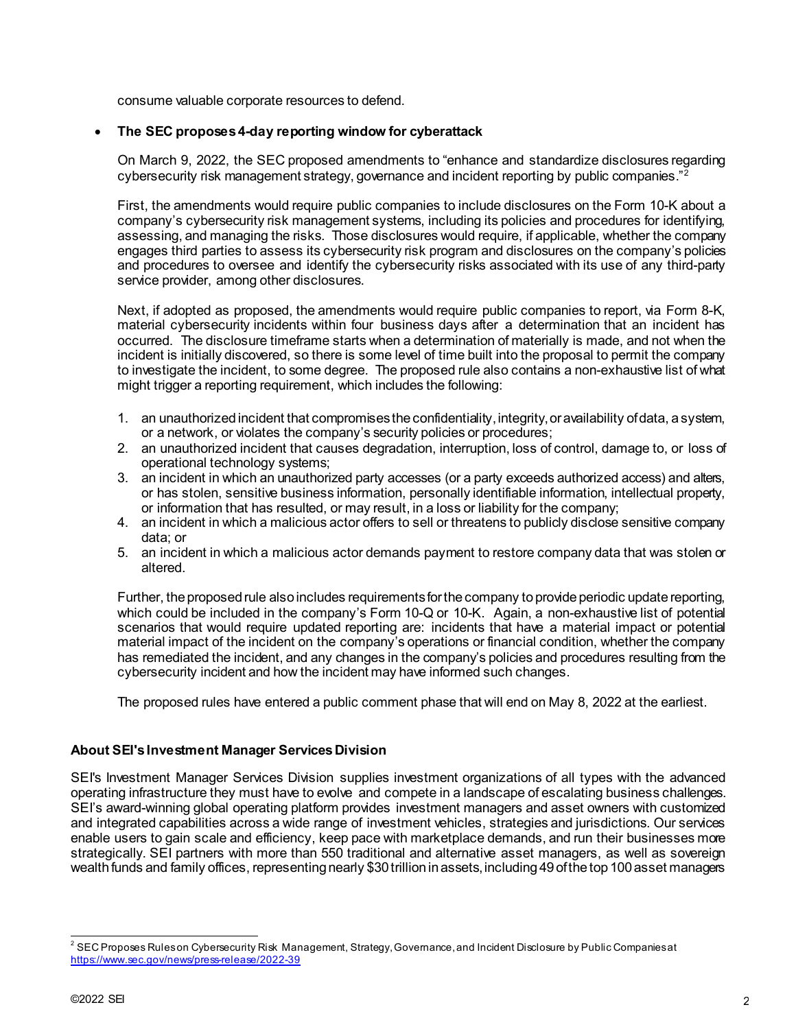consume valuable corporate resources to defend.

- **The SEC proposes 4-day reporting window for cyberattack**

  On March 9, 2022, the SEC proposed amendments to "enhance and standardize disclosures regarding cybersecurity risk management strategy, governance and incident reporting by public companies."[2]

  First, the amendments would require public companies to include disclosures on the Form 10-K about a company's cybersecurity risk management systems, including its policies and procedures for identifying, assessing, and managing the risks. Those disclosures would require, if applicable, whether the company engages third parties to assess its cybersecurity risk program and disclosures on the company's policies and procedures to oversee and identify the cybersecurity risks associated with its use of any third-party service provider, among other disclosures.

  Next, if adopted as proposed, the amendments would require public companies to report, via Form 8-K, material cybersecurity incidents within four business days after a determination that an incident has occurred. The disclosure timeframe starts when a determination of materially is made, and not when the incident is initially discovered, so there is some level of time built into the proposal to permit the company to investigate the incident, to some degree. The proposed rule also contains a non-exhaustive list of what might trigger a reporting requirement, which includes the following:

  1. an unauthorized incident that compromises the confidentiality, integrity, or availability of data, a system, or a network, or violates the company's security policies or procedures;
  2. an unauthorized incident that causes degradation, interruption, loss of control, damage to, or loss of operational technology systems;
  3. an incident in which an unauthorized party accesses (or a party exceeds authorized access) and alters, or has stolen, sensitive business information, personally identifiable information, intellectual property, or information that has resulted, or may result, in a loss or liability for the company;
  4. an incident in which a malicious actor offers to sell or threatens to publicly disclose sensitive company data; or
  5. an incident in which a malicious actor demands payment to restore company data that was stolen or altered.

  Further, the proposed rule also includes requirements for the company to provide periodic update reporting, which could be included in the company's Form 10-Q or 10-K. Again, a non-exhaustive list of potential scenarios that would require updated reporting are: incidents that have a material impact or potential material impact of the incident on the company's operations or financial condition, whether the company has remediated the incident, and any changes in the company's policies and procedures resulting from the cybersecurity incident and how the incident may have informed such changes.

  The proposed rules have entered a public comment phase that will end on May 8, 2022 at the earliest.

**About SEI's Investment Manager Services Division**

SEI's Investment Manager Services Division supplies investment organizations of all types with the advanced operating infrastructure they must have to evolve and compete in a landscape of escalating business challenges. SEI's award-winning global operating platform provides investment managers and asset owners with customized and integrated capabilities across a wide range of investment vehicles, strategies and jurisdictions. Our services enable users to gain scale and efficiency, keep pace with marketplace demands, and run their businesses more strategically. SEI partners with more than 550 traditional and alternative asset managers, as well as sovereign wealth funds and family offices, representing nearly $30 trillion in assets, including 49 of the top 100 asset managers

[2] SEC Proposes Rules on Cybersecurity Risk Management, Strategy, Governance, and Incident Disclosure by Public Companies at https://www.sec.gov/news/press-release/2022-39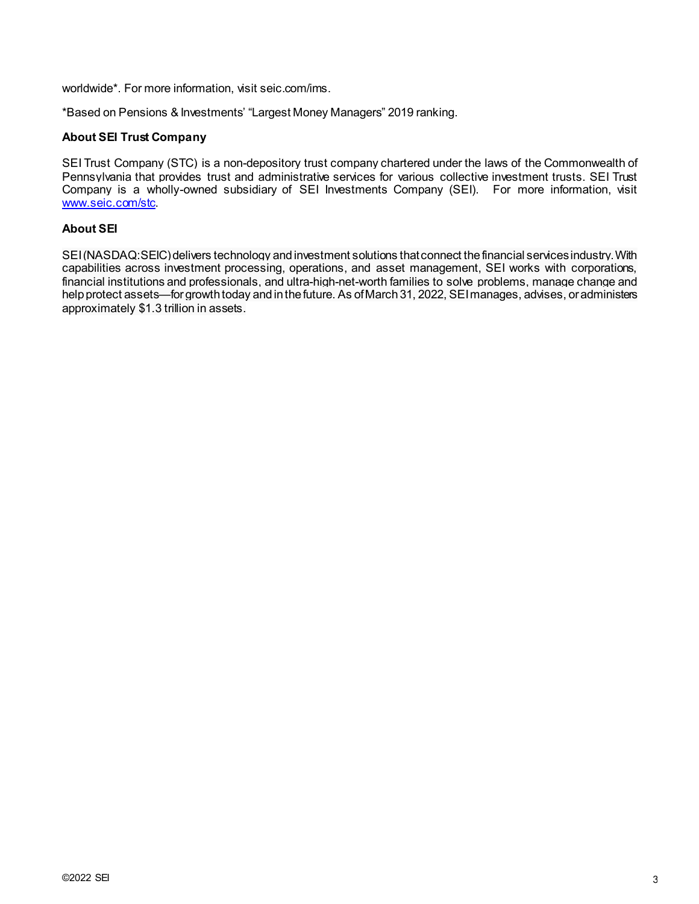worldwide*. For more information, visit seic.com/ims.

*Based on Pensions & Investments' "Largest Money Managers" 2019 ranking.

**About SEI Trust Company**

SEI Trust Company (STC) is a non-depository trust company chartered under the laws of the Commonwealth of Pennsylvania that provides trust and administrative services for various collective investment trusts. SEI Trust Company is a wholly-owned subsidiary of SEI Investments Company (SEI). For more information, visit [www.seic.com/stc](http://www.seic.com/stc).

**About SEI**

SEI (NASDAQ:SEIC) delivers technology and investment solutions that connect the financial services industry. With capabilities across investment processing, operations, and asset management, SEI works with corporations, financial institutions and professionals, and ultra-high-net-worth families to solve problems, manage change and help protect assets—for growth today and in the future. As of March 31, 2022, SEI manages, advises, or administers approximately $1.3 trillion in assets.

©2022 SEI